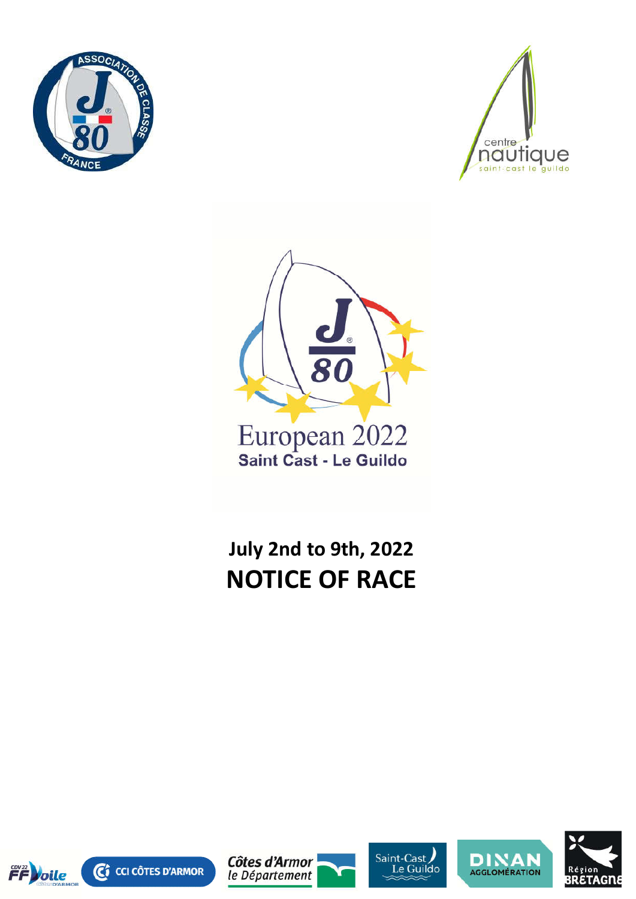European 2022

Saint Cast - Le Guildo

# July 2nd to 9th, 2022

# NOTICE OF RACE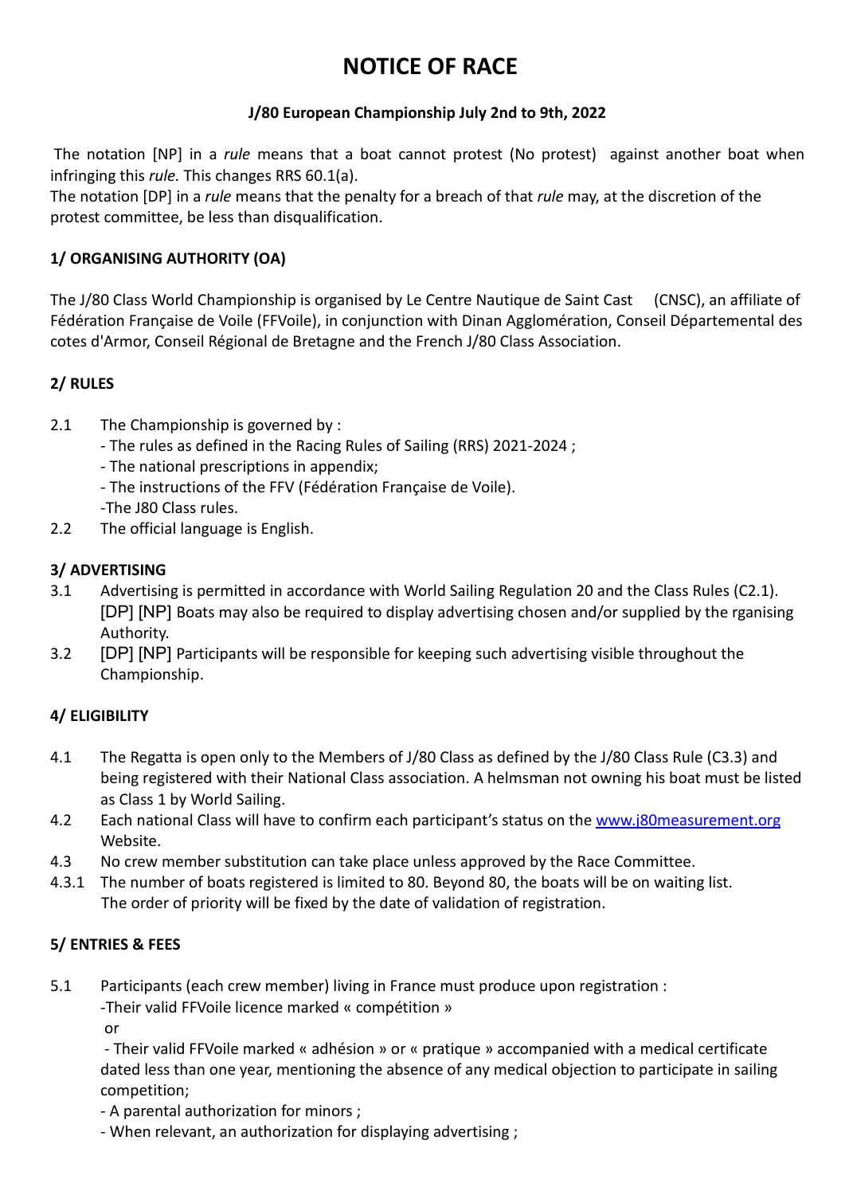# NOTICE OF RACE

**J/80 European Championship July 2nd to 9th, 2022**

The notation [NP] in a *rule* means that a boat cannot protest (No protest) against another boat when infringing this *rule.* This changes RRS 60.1(a).
The notation [DP] in a *rule* means that the penalty for a breach of that *rule* may, at the discretion of the protest committee, be less than disqualification.

### 1/ ORGANISING AUTHORITY (OA)

The J/80 Class World Championship is organised by Le Centre Nautique de Saint Cast (CNSC), an affiliate of Fédération Française de Voile (FFVoile), in conjunction with Dinan Agglomération, Conseil Départemental des cotes d'Armor, Conseil Régional de Bretagne and the French J/80 Class Association.

### 2/ RULES

2.1 The Championship is governed by :
- The rules as defined in the Racing Rules of Sailing (RRS) 2021-2024 ;
- The national prescriptions in appendix;
- The instructions of the FFV (Fédération Française de Voile).
- The J80 Class rules.

2.2 The official language is English.

### 3/ ADVERTISING

3.1 Advertising is permitted in accordance with World Sailing Regulation 20 and the Class Rules (C2.1). [DP] [NP] Boats may also be required to display advertising chosen and/or supplied by the rganising Authority.

3.2 [DP] [NP] Participants will be responsible for keeping such advertising visible throughout the Championship.

### 4/ ELIGIBILITY

4.1 The Regatta is open only to the Members of J/80 Class as defined by the J/80 Class Rule (C3.3) and being registered with their National Class association. A helmsman not owning his boat must be listed as Class 1 by World Sailing.

4.2 Each national Class will have to confirm each participant's status on the [www.j80measurement.org](http://www.j80measurement.org) Website.

4.3 No crew member substitution can take place unless approved by the Race Committee.

4.3.1 The number of boats registered is limited to 80. Beyond 80, the boats will be on waiting list. The order of priority will be fixed by the date of validation of registration.

### 5/ ENTRIES & FEES

5.1 Participants (each crew member) living in France must produce upon registration :
-Their valid FFVoile licence marked « compétition »
or
- Their valid FFVoile marked « adhésion » or « pratique » accompanied with a medical certificate dated less than one year, mentioning the absence of any medical objection to participate in sailing competition;
- A parental authorization for minors ;
- When relevant, an authorization for displaying advertising ;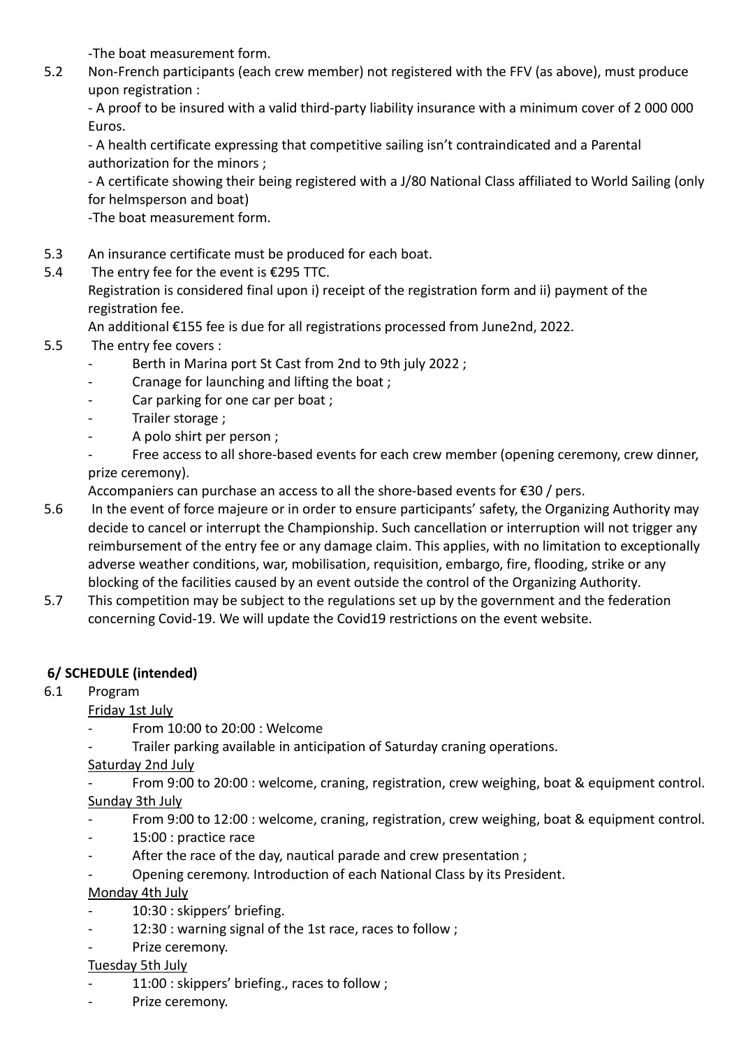-The boat measurement form.

5.2 Non-French participants (each crew member) not registered with the FFV (as above), must produce upon registration :

- A proof to be insured with a valid third-party liability insurance with a minimum cover of 2 000 000 Euros.
- A health certificate expressing that competitive sailing isn't contraindicated and a Parental authorization for the minors ;
- A certificate showing their being registered with a J/80 National Class affiliated to World Sailing (only for helmsperson and boat)

-The boat measurement form.

5.3 An insurance certificate must be produced for each boat.

5.4 The entry fee for the event is €295 TTC.

Registration is considered final upon i) receipt of the registration form and ii) payment of the registration fee.

An additional €155 fee is due for all registrations processed from June2nd, 2022.

5.5 The entry fee covers :

- Berth in Marina port St Cast from 2nd to 9th july 2022 ;
- Cranage for launching and lifting the boat ;
- Car parking for one car per boat ;
- Trailer storage ;
- A polo shirt per person ;
- Free access to all shore-based events for each crew member (opening ceremony, crew dinner, prize ceremony).

Accompaniers can purchase an access to all the shore-based events for €30 / pers.

5.6 In the event of force majeure or in order to ensure participants' safety, the Organizing Authority may decide to cancel or interrupt the Championship. Such cancellation or interruption will not trigger any reimbursement of the entry fee or any damage claim. This applies, with no limitation to exceptionally adverse weather conditions, war, mobilisation, requisition, embargo, fire, flooding, strike or any blocking of the facilities caused by an event outside the control of the Organizing Authority.

5.7 This competition may be subject to the regulations set up by the government and the federation concerning Covid-19. We will update the Covid19 restrictions on the event website.

## 6/ SCHEDULE (intended)

6.1 Program

Friday 1st July

- From 10:00 to 20:00 : Welcome
- Trailer parking available in anticipation of Saturday craning operations.

Saturday 2nd July

- From 9:00 to 20:00 : welcome, craning, registration, crew weighing, boat & equipment control.

Sunday 3th July

- From 9:00 to 12:00 : welcome, craning, registration, crew weighing, boat & equipment control.
- 15:00 : practice race
- After the race of the day, nautical parade and crew presentation ;
- Opening ceremony. Introduction of each National Class by its President.

Monday 4th July

- 10:30 : skippers' briefing.
- 12:30 : warning signal of the 1st race, races to follow ;
- Prize ceremony.

Tuesday 5th July

- 11:00 : skippers' briefing., races to follow ;
- Prize ceremony.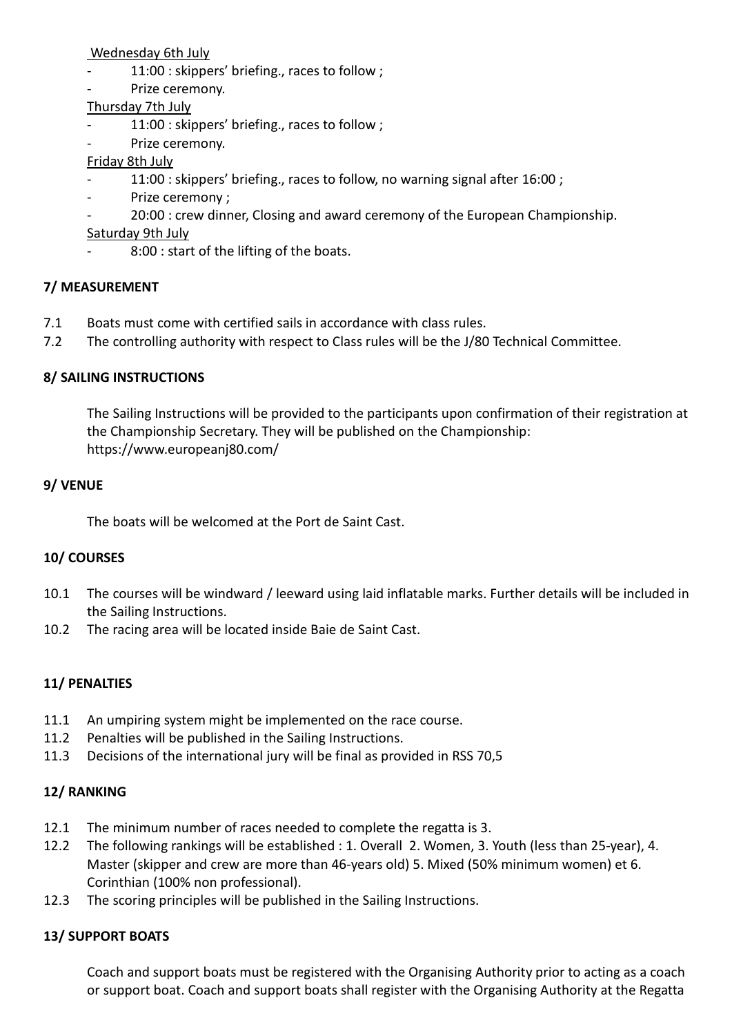Wednesday 6th July

- 11:00 : skippers' briefing., races to follow ;
- Prize ceremony.

Thursday 7th July

- 11:00 : skippers' briefing., races to follow ;
- Prize ceremony.

Friday 8th July

- 11:00 : skippers' briefing., races to follow, no warning signal after 16:00 ;
- Prize ceremony ;
- 20:00 : crew dinner, Closing and award ceremony of the European Championship.

Saturday 9th July

- 8:00 : start of the lifting of the boats.

**7/ MEASUREMENT**

7.1 Boats must come with certified sails in accordance with class rules.

7.2 The controlling authority with respect to Class rules will be the J/80 Technical Committee.

**8/ SAILING INSTRUCTIONS**

The Sailing Instructions will be provided to the participants upon confirmation of their registration at the Championship Secretary. They will be published on the Championship: https://www.europeanj80.com/

**9/ VENUE**

The boats will be welcomed at the Port de Saint Cast.

**10/ COURSES**

10.1 The courses will be windward / leeward using laid inflatable marks. Further details will be included in the Sailing Instructions.

10.2 The racing area will be located inside Baie de Saint Cast.

**11/ PENALTIES**

11.1 An umpiring system might be implemented on the race course.

11.2 Penalties will be published in the Sailing Instructions.

11.3 Decisions of the international jury will be final as provided in RSS 70,5

**12/ RANKING**

12.1 The minimum number of races needed to complete the regatta is 3.

12.2 The following rankings will be established : 1. Overall 2. Women, 3. Youth (less than 25-year), 4. Master (skipper and crew are more than 46-years old) 5. Mixed (50% minimum women) et 6. Corinthian (100% non professional).

12.3 The scoring principles will be published in the Sailing Instructions.

**13/ SUPPORT BOATS**

Coach and support boats must be registered with the Organising Authority prior to acting as a coach or support boat. Coach and support boats shall register with the Organising Authority at the Regatta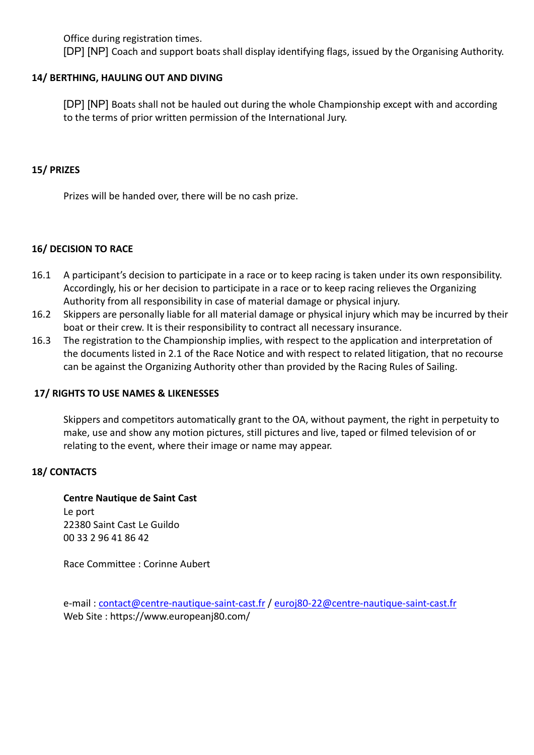Office during registration times.

[DP] [NP] Coach and support boats shall display identifying flags, issued by the Organising Authority.

## 14/ BERTHING, HAULING OUT AND DIVING

[DP] [NP] Boats shall not be hauled out during the whole Championship except with and according to the terms of prior written permission of the International Jury.

## 15/ PRIZES

Prizes will be handed over, there will be no cash prize.

## 16/ DECISION TO RACE

16.1 A participant's decision to participate in a race or to keep racing is taken under its own responsibility. Accordingly, his or her decision to participate in a race or to keep racing relieves the Organizing Authority from all responsibility in case of material damage or physical injury.

16.2 Skippers are personally liable for all material damage or physical injury which may be incurred by their boat or their crew. It is their responsibility to contract all necessary insurance.

16.3 The registration to the Championship implies, with respect to the application and interpretation of the documents listed in 2.1 of the Race Notice and with respect to related litigation, that no recourse can be against the Organizing Authority other than provided by the Racing Rules of Sailing.

## 17/ RIGHTS TO USE NAMES & LIKENESSES

Skippers and competitors automatically grant to the OA, without payment, the right in perpetuity to make, use and show any motion pictures, still pictures and live, taped or filmed television of or relating to the event, where their image or name may appear.

## 18/ CONTACTS

**Centre Nautique de Saint Cast**
Le port
22380 Saint Cast Le Guildo
00 33 2 96 41 86 42

Race Committee : Corinne Aubert

e-mail : contact@centre-nautique-saint-cast.fr / euroj80-22@centre-nautique-saint-cast.fr
Web Site : https://www.europeanj80.com/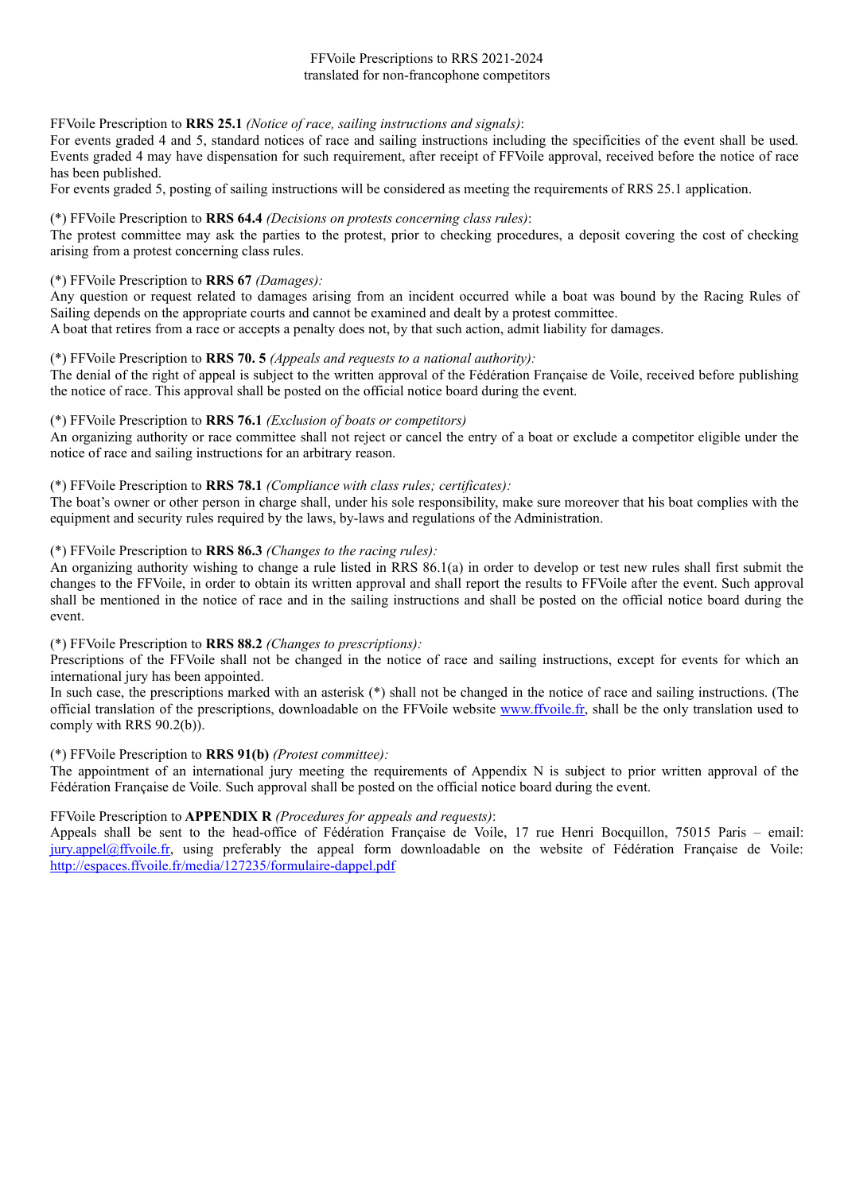FFVoile Prescriptions to RRS 2021-2024
translated for non-francophone competitors

FFVoile Prescription to **RRS 25.1** *(Notice of race, sailing instructions and signals)*:
For events graded 4 and 5, standard notices of race and sailing instructions including the specificities of the event shall be used. Events graded 4 may have dispensation for such requirement, after receipt of FFVoile approval, received before the notice of race has been published.
For events graded 5, posting of sailing instructions will be considered as meeting the requirements of RRS 25.1 application.

(*) FFVoile Prescription to **RRS 64.4** *(Decisions on protests concerning class rules)*:
The protest committee may ask the parties to the protest, prior to checking procedures, a deposit covering the cost of checking arising from a protest concerning class rules.

(*) FFVoile Prescription to **RRS 67** *(Damages):*
Any question or request related to damages arising from an incident occurred while a boat was bound by the Racing Rules of Sailing depends on the appropriate courts and cannot be examined and dealt by a protest committee.
A boat that retires from a race or accepts a penalty does not, by that such action, admit liability for damages.

(*) FFVoile Prescription to **RRS 70. 5** *(Appeals and requests to a national authority):*
The denial of the right of appeal is subject to the written approval of the Fédération Française de Voile, received before publishing the notice of race. This approval shall be posted on the official notice board during the event.

(*) FFVoile Prescription to **RRS 76.1** *(Exclusion of boats or competitors)*
An organizing authority or race committee shall not reject or cancel the entry of a boat or exclude a competitor eligible under the notice of race and sailing instructions for an arbitrary reason.

(*) FFVoile Prescription to **RRS 78.1** *(Compliance with class rules; certificates):*
The boat's owner or other person in charge shall, under his sole responsibility, make sure moreover that his boat complies with the equipment and security rules required by the laws, by-laws and regulations of the Administration.

(*) FFVoile Prescription to **RRS 86.3** *(Changes to the racing rules):*
An organizing authority wishing to change a rule listed in RRS 86.1(a) in order to develop or test new rules shall first submit the changes to the FFVoile, in order to obtain its written approval and shall report the results to FFVoile after the event. Such approval shall be mentioned in the notice of race and in the sailing instructions and shall be posted on the official notice board during the event.

(*) FFVoile Prescription to **RRS 88.2** *(Changes to prescriptions):*
Prescriptions of the FFVoile shall not be changed in the notice of race and sailing instructions, except for events for which an international jury has been appointed.
In such case, the prescriptions marked with an asterisk (*) shall not be changed in the notice of race and sailing instructions. (The official translation of the prescriptions, downloadable on the FFVoile website [www.ffvoile.fr](www.ffvoile.fr), shall be the only translation used to comply with RRS 90.2(b)).

(*) FFVoile Prescription to **RRS 91(b)** *(Protest committee):*
The appointment of an international jury meeting the requirements of Appendix N is subject to prior written approval of the Fédération Française de Voile. Such approval shall be posted on the official notice board during the event.

FFVoile Prescription to **APPENDIX R** *(Procedures for appeals and requests)*:
Appeals shall be sent to the head-office of Fédération Française de Voile, 17 rue Henri Bocquillon, 75015 Paris – email: [jury.appel@ffvoile.fr](mailto:jury.appel@ffvoile.fr), using preferably the appeal form downloadable on the website of Fédération Française de Voile: [http://espaces.ffvoile.fr/media/127235/formulaire-dappel.pdf](http://espaces.ffvoile.fr/media/127235/formulaire-dappel.pdf)